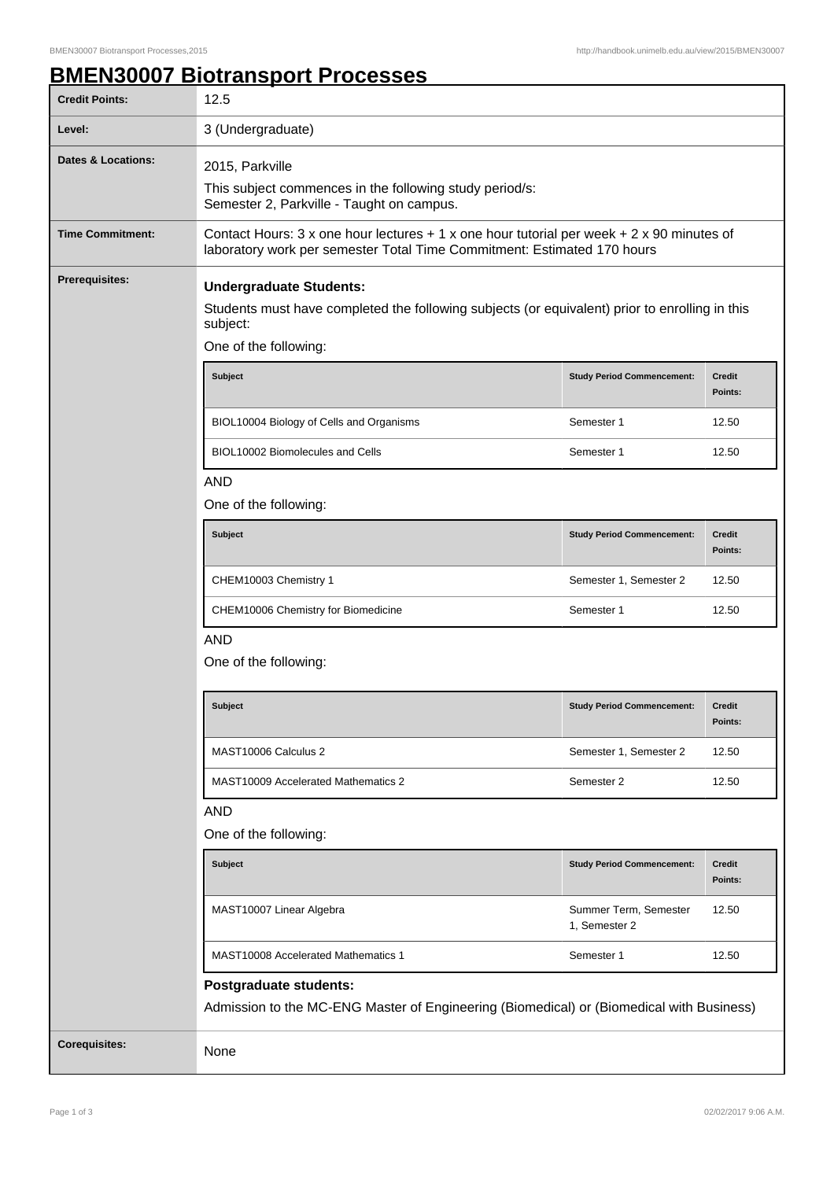# BMEN30007 Biotransport Processes

| | |
|---|---|
| **Credit Points:** | 12.5 |
| **Level:** | 3 (Undergraduate) |
| **Dates & Locations:** | 2015, Parkville<br>This subject commences in the following study period/s:<br>Semester 2, Parkville - Taught on campus. |
| **Time Commitment:** | Contact Hours: 3 x one hour lectures + 1 x one hour tutorial per week + 2 x 90 minutes of laboratory work per semester Total Time Commitment: Estimated 170 hours |

**Prerequisites:**

**Undergraduate Students:**

Students must have completed the following subjects (or equivalent) prior to enrolling in this subject:

One of the following:

| Subject | Study Period Commencement: | Credit Points: |
|---|---|---|
| BIOL10004 Biology of Cells and Organisms | Semester 1 | 12.50 |
| BIOL10002 Biomolecules and Cells | Semester 1 | 12.50 |

AND

One of the following:

| Subject | Study Period Commencement: | Credit Points: |
|---|---|---|
| CHEM10003 Chemistry 1 | Semester 1, Semester 2 | 12.50 |
| CHEM10006 Chemistry for Biomedicine | Semester 1 | 12.50 |

AND

One of the following:

| Subject | Study Period Commencement: | Credit Points: |
|---|---|---|
| MAST10006 Calculus 2 | Semester 1, Semester 2 | 12.50 |
| MAST10009 Accelerated Mathematics 2 | Semester 2 | 12.50 |

AND

One of the following:

| Subject | Study Period Commencement: | Credit Points: |
|---|---|---|
| MAST10007 Linear Algebra | Summer Term, Semester 1, Semester 2 | 12.50 |
| MAST10008 Accelerated Mathematics 1 | Semester 1 | 12.50 |

**Postgraduate students:**

Admission to the MC-ENG Master of Engineering (Biomedical) or (Biomedical with Business)

**Corequisites:** None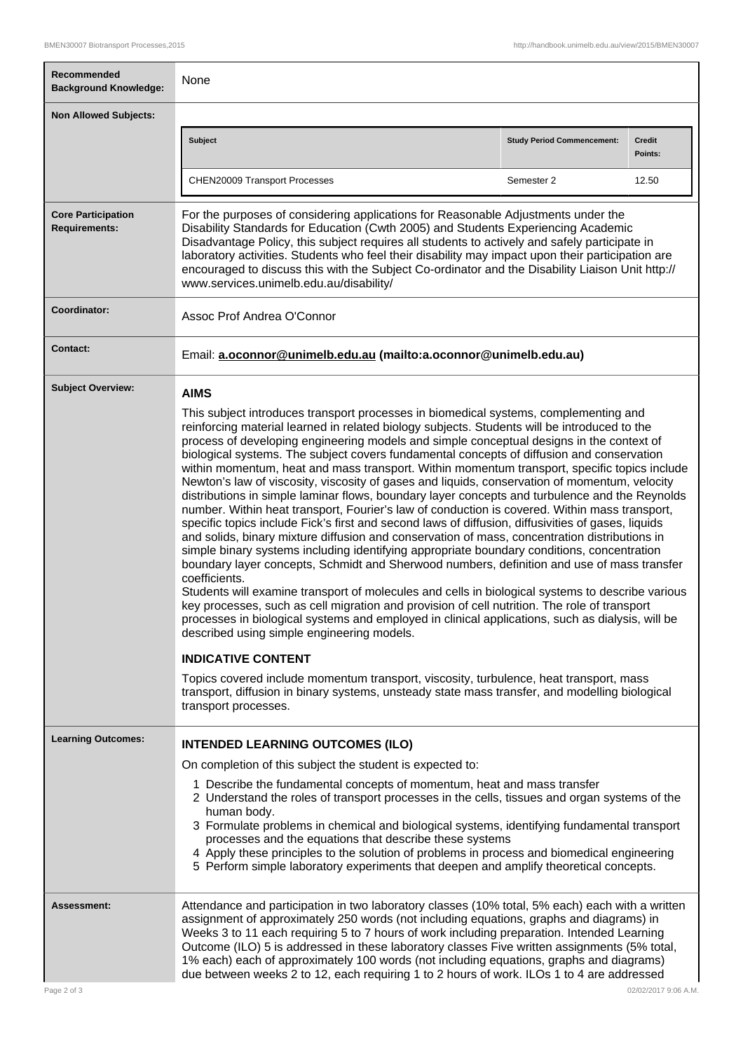| | |
|---|---|
| **Recommended Background Knowledge:** | None |
| **Non Allowed Subjects:** | **Subject** / **Study Period Commencement:** / **Credit Points:** — CHEN20009 Transport Processes / Semester 2 / 12.50 |
| **Core Participation Requirements:** | For the purposes of considering applications for Reasonable Adjustments under the Disability Standards for Education (Cwth 2005) and Students Experiencing Academic Disadvantage Policy, this subject requires all students to actively and safely participate in laboratory activities. Students who feel their disability may impact upon their participation are encouraged to discuss this with the Subject Co-ordinator and the Disability Liaison Unit http://www.services.unimelb.edu.au/disability/ |
| **Coordinator:** | Assoc Prof Andrea O'Connor |
| **Contact:** | Email: **a.oconnor@unimelb.edu.au (mailto:a.oconnor@unimelb.edu.au)** |

## Subject Overview:

### AIMS

This subject introduces transport processes in biomedical systems, complementing and reinforcing material learned in related biology subjects. Students will be introduced to the process of developing engineering models and simple conceptual designs in the context of biological systems. The subject covers fundamental concepts of diffusion and conservation within momentum, heat and mass transport. Within momentum transport, specific topics include Newton's law of viscosity, viscosity of gases and liquids, conservation of momentum, velocity distributions in simple laminar flows, boundary layer concepts and turbulence and the Reynolds number. Within heat transport, Fourier's law of conduction is covered. Within mass transport, specific topics include Fick's first and second laws of diffusion, diffusivities of gases, liquids and solids, binary mixture diffusion and conservation of mass, concentration distributions in simple binary systems including identifying appropriate boundary conditions, concentration boundary layer concepts, Schmidt and Sherwood numbers, definition and use of mass transfer coefficients.

Students will examine transport of molecules and cells in biological systems to describe various key processes, such as cell migration and provision of cell nutrition. The role of transport processes in biological systems and employed in clinical applications, such as dialysis, will be described using simple engineering models.

### INDICATIVE CONTENT

Topics covered include momentum transport, viscosity, turbulence, heat transport, mass transport, diffusion in binary systems, unsteady state mass transfer, and modelling biological transport processes.

## Learning Outcomes:

### INTENDED LEARNING OUTCOMES (ILO)

On completion of this subject the student is expected to:

1. Describe the fundamental concepts of momentum, heat and mass transfer
2. Understand the roles of transport processes in the cells, tissues and organ systems of the human body.
3. Formulate problems in chemical and biological systems, identifying fundamental transport processes and the equations that describe these systems
4. Apply these principles to the solution of problems in process and biomedical engineering
5. Perform simple laboratory experiments that deepen and amplify theoretical concepts.

## Assessment:

Attendance and participation in two laboratory classes (10% total, 5% each) each with a written assignment of approximately 250 words (not including equations, graphs and diagrams) in Weeks 3 to 11 each requiring 5 to 7 hours of work including preparation. Intended Learning Outcome (ILO) 5 is addressed in these laboratory classes Five written assignments (5% total, 1% each) each of approximately 100 words (not including equations, graphs and diagrams) due between weeks 2 to 12, each requiring 1 to 2 hours of work. ILOs 1 to 4 are addressed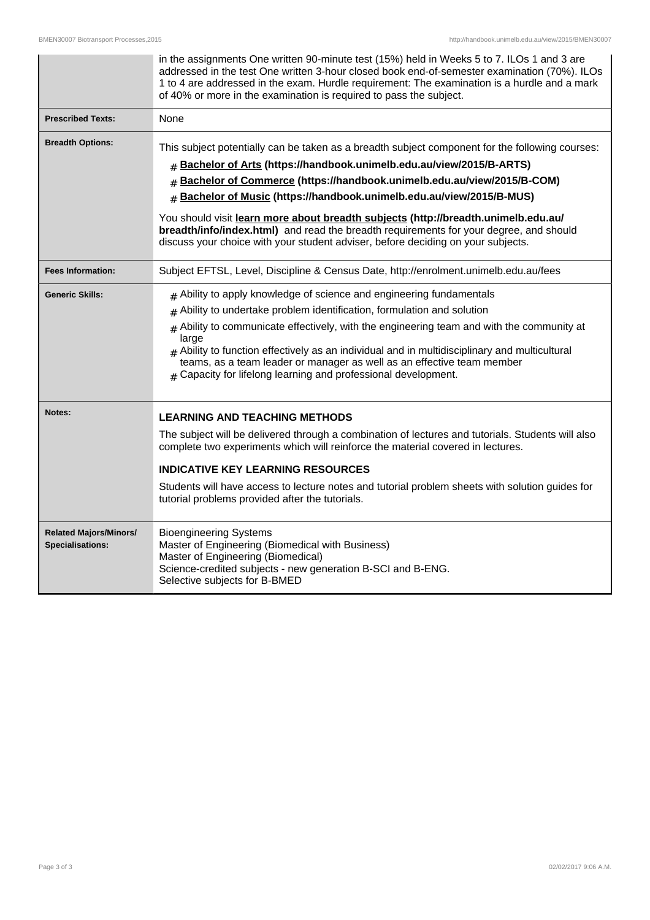| | |
|---|---|
| | in the assignments One written 90-minute test (15%) held in Weeks 5 to 7. ILOs 1 and 3 are addressed in the test One written 3-hour closed book end-of-semester examination (70%). ILOs 1 to 4 are addressed in the exam. Hurdle requirement: The examination is a hurdle and a mark of 40% or more in the examination is required to pass the subject. |
| **Prescribed Texts:** | None |
| **Breadth Options:** | This subject potentially can be taken as a breadth subject component for the following courses:<br># **Bachelor of Arts (https://handbook.unimelb.edu.au/view/2015/B-ARTS)**<br># **Bachelor of Commerce (https://handbook.unimelb.edu.au/view/2015/B-COM)**<br># **Bachelor of Music (https://handbook.unimelb.edu.au/view/2015/B-MUS)**<br>You should visit **learn more about breadth subjects (http://breadth.unimelb.edu.au/breadth/info/index.html)** and read the breadth requirements for your degree, and should discuss your choice with your student adviser, before deciding on your subjects. |
| **Fees Information:** | Subject EFTSL, Level, Discipline & Census Date, http://enrolment.unimelb.edu.au/fees |
| **Generic Skills:** | # Ability to apply knowledge of science and engineering fundamentals<br># Ability to undertake problem identification, formulation and solution<br># Ability to communicate effectively, with the engineering team and with the community at large<br># Ability to function effectively as an individual and in multidisciplinary and multicultural teams, as a team leader or manager as well as an effective team member<br># Capacity for lifelong learning and professional development. |
| **Notes:** | **LEARNING AND TEACHING METHODS**<br>The subject will be delivered through a combination of lectures and tutorials. Students will also complete two experiments which will reinforce the material covered in lectures.<br>**INDICATIVE KEY LEARNING RESOURCES**<br>Students will have access to lecture notes and tutorial problem sheets with solution guides for tutorial problems provided after the tutorials. |
| **Related Majors/Minors/ Specialisations:** | Bioengineering Systems<br>Master of Engineering (Biomedical with Business)<br>Master of Engineering (Biomedical)<br>Science-credited subjects - new generation B-SCI and B-ENG.<br>Selective subjects for B-BMED |